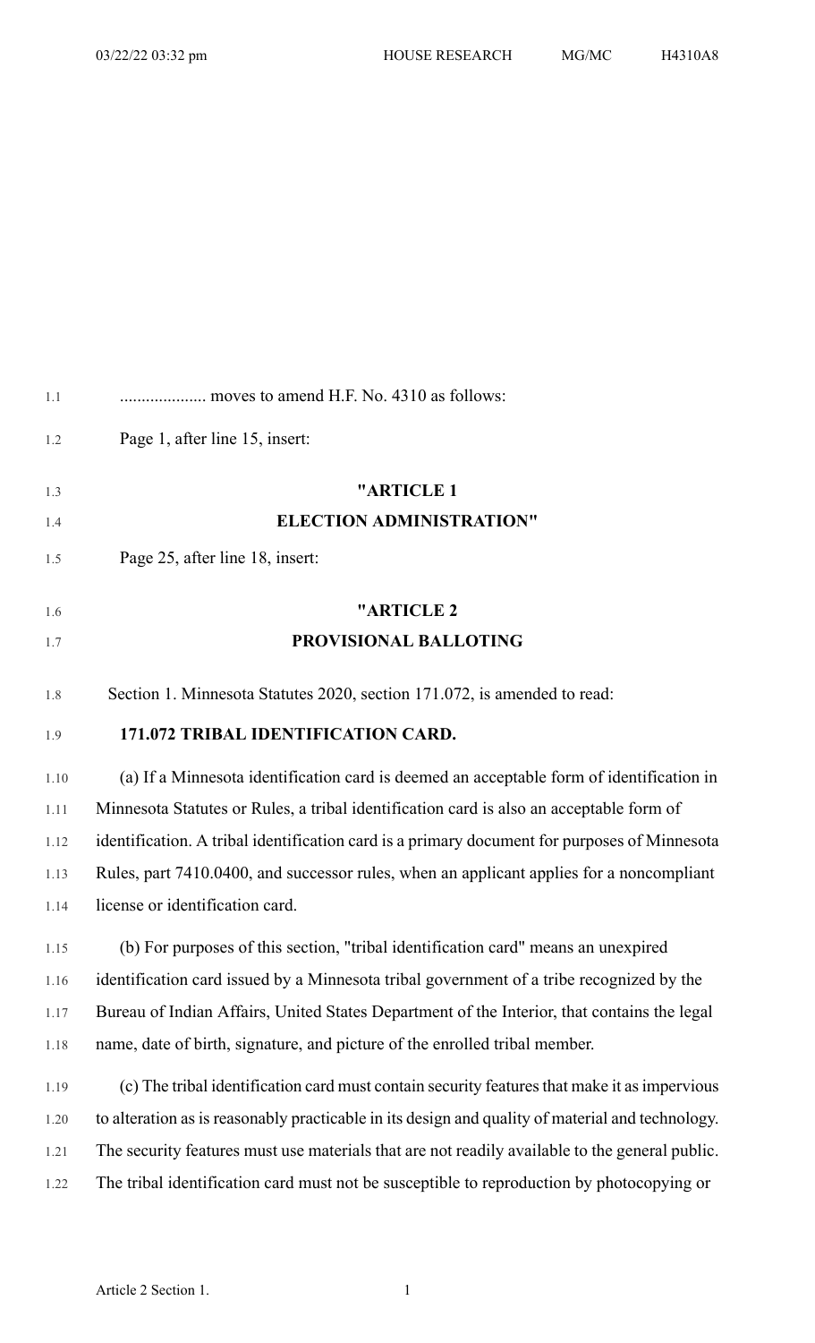.................... moves to amend H.F. No. 4310 as follows:

Page 1, after line 15, insert:

**"ARTICLE 1**

**ELECTION ADMINISTRATION"**

Page 25, after line 18, insert:

**"ARTICLE 2**

**PROVISIONAL BALLOTING**

Section 1. Minnesota Statutes 2020, section 171.072, is amended to read:

**171.072 TRIBAL IDENTIFICATION CARD.**

(a) If a Minnesota identification card is deemed an acceptable form of identification in Minnesota Statutes or Rules, a tribal identification card is also an acceptable form of identification. A tribal identification card is a primary document for purposes of Minnesota Rules, part 7410.0400, and successor rules, when an applicant applies for a noncompliant license or identification card.

(b) For purposes of this section, "tribal identification card" means an unexpired identification card issued by a Minnesota tribal government of a tribe recognized by the Bureau of Indian Affairs, United States Department of the Interior, that contains the legal name, date of birth, signature, and picture of the enrolled tribal member.

(c) The tribal identification card must contain security features that make it as impervious to alteration as is reasonably practicable in its design and quality of material and technology. The security features must use materials that are not readily available to the general public. The tribal identification card must not be susceptible to reproduction by photocopying or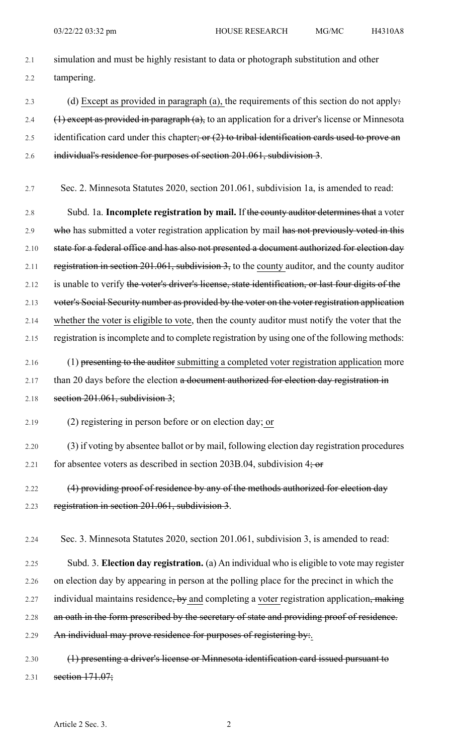simulation and must be highly resistant to data or photograph substitution and other tampering.

(d) <u>Except as provided in paragraph (a),</u> the requirements of this section do not apply~~:~~ ~~(1) except as provided in paragraph (a),~~ to an application for a driver's license or Minnesota identification card under this chapter~~; or (2) to tribal identification cards used to prove an individual's residence for purposes of section 201.061, subdivision 3~~.

Sec. 2. Minnesota Statutes 2020, section 201.061, subdivision 1a, is amended to read:

Subd. 1a. **Incomplete registration by mail.** If ~~the county auditor determines that~~ a voter ~~who~~ has submitted a voter registration application by mail ~~has not previously voted in this state for a federal office and has also not presented a document authorized for election day registration in section 201.061, subdivision 3,~~ to the <u>county</u> auditor, and the county auditor is unable to verify ~~the voter's driver's license, state identification, or last four digits of the voter's Social Security number as provided by the voter on the voter registration application~~ <u>whether the voter is eligible to vote</u>, then the county auditor must notify the voter that the registration is incomplete and to complete registration by using one of the following methods:

(1) ~~presenting to the auditor~~ <u>submitting a completed voter registration application</u> more than 20 days before the election ~~a document authorized for election day registration in section 201.061, subdivision 3~~;

(2) registering in person before or on election day<u>; or</u>

(3) if voting by absentee ballot or by mail, following election day registration procedures for absentee voters as described in section 203B.04, subdivision 4~~; or~~

~~(4) providing proof of residence by any of the methods authorized for election day registration in section 201.061, subdivision 3~~.

Sec. 3. Minnesota Statutes 2020, section 201.061, subdivision 3, is amended to read:

Subd. 3. **Election day registration.** (a) An individual who is eligible to vote may register on election day by appearing in person at the polling place for the precinct in which the individual maintains residence~~, by~~ <u>and</u> completing a <u>voter</u> registration application~~, making an oath in the form prescribed by the secretary of state and providing proof of residence. An individual may prove residence for purposes of registering by:~~<u>.</u>

~~(1) presenting a driver's license or Minnesota identification card issued pursuant to section 171.07;~~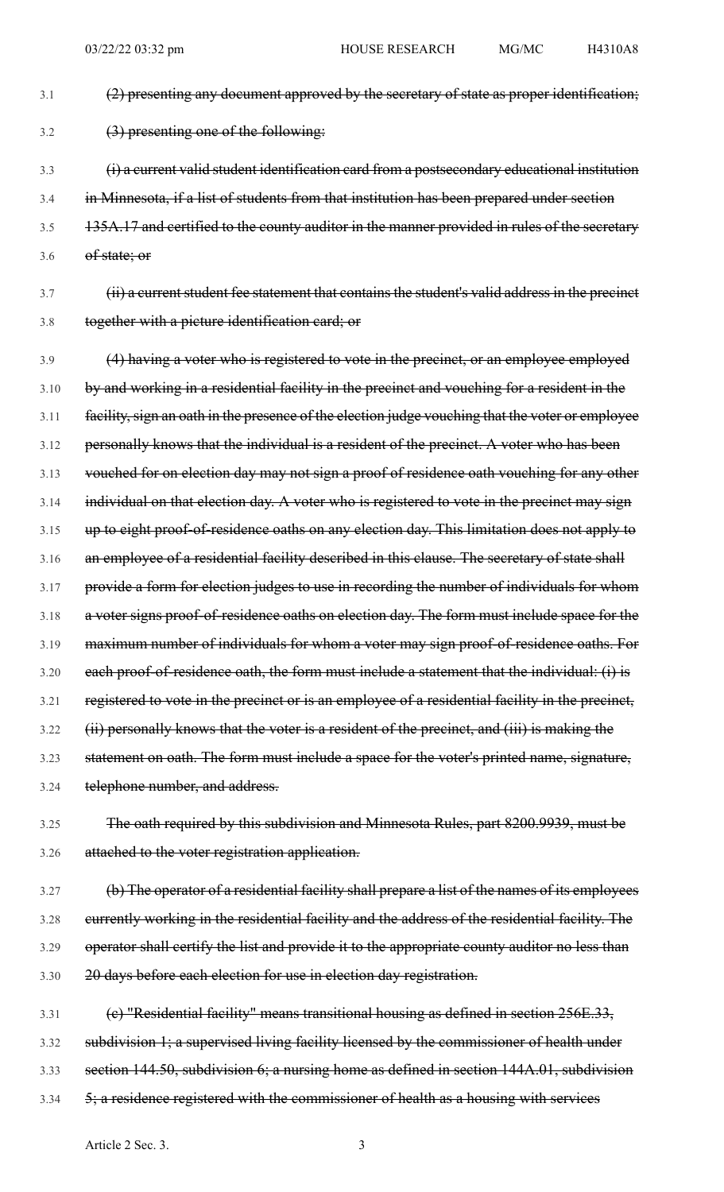~~(2) presenting any document approved by the secretary of state as proper identification;~~

~~(3) presenting one of the following:~~

~~(i) a current valid student identification card from a postsecondary educational institution in Minnesota, if a list of students from that institution has been prepared under section 135A.17 and certified to the county auditor in the manner provided in rules of the secretary of state; or~~

~~(ii) a current student fee statement that contains the student's valid address in the precinct together with a picture identification card; or~~

~~(4) having a voter who is registered to vote in the precinct, or an employee employed by and working in a residential facility in the precinct and vouching for a resident in the facility, sign an oath in the presence of the election judge vouching that the voter or employee personally knows that the individual is a resident of the precinct. A voter who has been vouched for on election day may not sign a proof of residence oath vouching for any other individual on that election day. A voter who is registered to vote in the precinct may sign up to eight proof-of-residence oaths on any election day. This limitation does not apply to an employee of a residential facility described in this clause. The secretary of state shall provide a form for election judges to use in recording the number of individuals for whom a voter signs proof-of-residence oaths on election day. The form must include space for the maximum number of individuals for whom a voter may sign proof-of-residence oaths. For each proof-of-residence oath, the form must include a statement that the individual: (i) is registered to vote in the precinct or is an employee of a residential facility in the precinct, (ii) personally knows that the voter is a resident of the precinct, and (iii) is making the statement on oath. The form must include a space for the voter's printed name, signature, telephone number, and address.~~

~~The oath required by this subdivision and Minnesota Rules, part 8200.9939, must be attached to the voter registration application.~~

~~(b) The operator of a residential facility shall prepare a list of the names of its employees currently working in the residential facility and the address of the residential facility. The operator shall certify the list and provide it to the appropriate county auditor no less than 20 days before each election for use in election day registration.~~

~~(c) "Residential facility" means transitional housing as defined in section 256E.33, subdivision 1; a supervised living facility licensed by the commissioner of health under section 144.50, subdivision 6; a nursing home as defined in section 144A.01, subdivision 5; a residence registered with the commissioner of health as a housing with services~~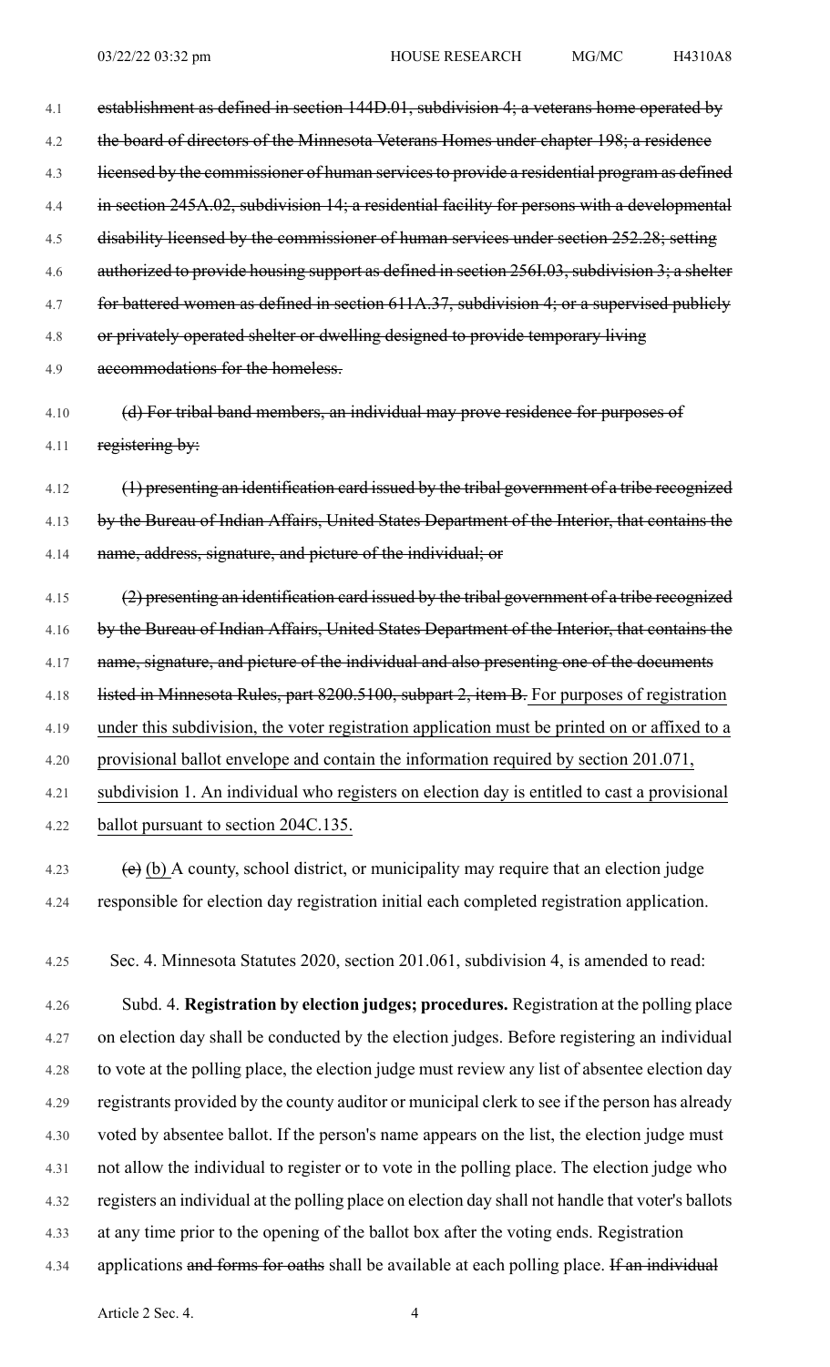4.1 ~~establishment as defined in section 144D.01, subdivision 4; a veterans home operated by~~
4.2 ~~the board of directors of the Minnesota Veterans Homes under chapter 198; a residence~~
4.3 ~~licensed by the commissioner of human services to provide a residential program as defined~~
4.4 ~~in section 245A.02, subdivision 14; a residential facility for persons with a developmental~~
4.5 ~~disability licensed by the commissioner of human services under section 252.28; setting~~
4.6 ~~authorized to provide housing support as defined in section 256I.03, subdivision 3; a shelter~~
4.7 ~~for battered women as defined in section 611A.37, subdivision 4; or a supervised publicly~~
4.8 ~~or privately operated shelter or dwelling designed to provide temporary living~~
4.9 ~~accommodations for the homeless.~~

4.10 ~~(d) For tribal band members, an individual may prove residence for purposes of~~
4.11 ~~registering by:~~

4.12 ~~(1) presenting an identification card issued by the tribal government of a tribe recognized~~
4.13 ~~by the Bureau of Indian Affairs, United States Department of the Interior, that contains the~~
4.14 ~~name, address, signature, and picture of the individual; or~~

4.15 ~~(2) presenting an identification card issued by the tribal government of a tribe recognized~~
4.16 ~~by the Bureau of Indian Affairs, United States Department of the Interior, that contains the~~
4.17 ~~name, signature, and picture of the individual and also presenting one of the documents~~
4.18 ~~listed in Minnesota Rules, part 8200.5100, subpart 2, item B.~~ <u>For purposes of registration</u>
4.19 <u>under this subdivision, the voter registration application must be printed on or affixed to a</u>
4.20 <u>provisional ballot envelope and contain the information required by section 201.071,</u>
4.21 <u>subdivision 1. An individual who registers on election day is entitled to cast a provisional</u>
4.22 <u>ballot pursuant to section 204C.135.</u>

4.23 ~~(e)~~ <u>(b)</u> A county, school district, or municipality may require that an election judge
4.24 responsible for election day registration initial each completed registration application.

4.25 Sec. 4. Minnesota Statutes 2020, section 201.061, subdivision 4, is amended to read:

4.26 Subd. 4. **Registration by election judges; procedures.** Registration at the polling place
4.27 on election day shall be conducted by the election judges. Before registering an individual
4.28 to vote at the polling place, the election judge must review any list of absentee election day
4.29 registrants provided by the county auditor or municipal clerk to see if the person has already
4.30 voted by absentee ballot. If the person's name appears on the list, the election judge must
4.31 not allow the individual to register or to vote in the polling place. The election judge who
4.32 registers an individual at the polling place on election day shall not handle that voter's ballots
4.33 at any time prior to the opening of the ballot box after the voting ends. Registration
4.34 applications ~~and forms for oaths~~ shall be available at each polling place. ~~If an individual~~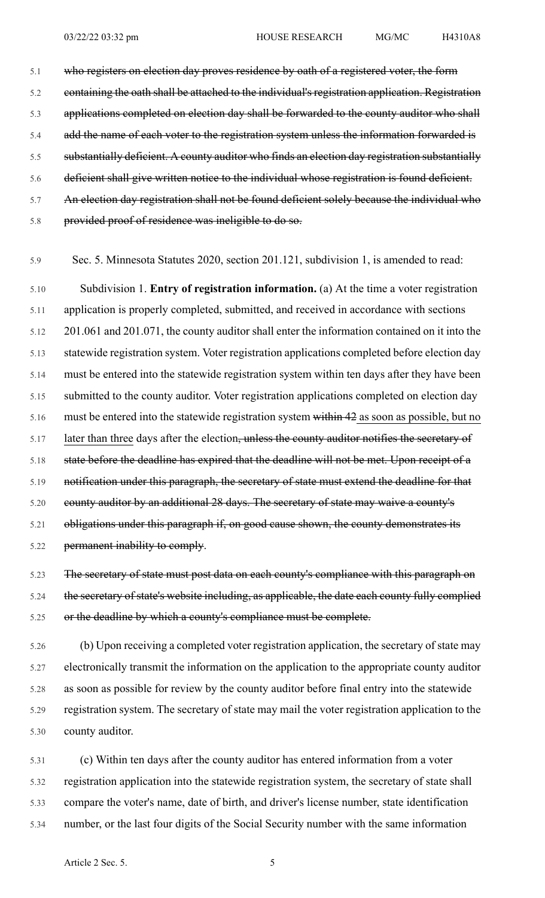~~who registers on election day proves residence by oath of a registered voter, the form containing the oath shall be attached to the individual's registration application. Registration applications completed on election day shall be forwarded to the county auditor who shall add the name of each voter to the registration system unless the information forwarded is substantially deficient. A county auditor who finds an election day registration substantially deficient shall give written notice to the individual whose registration is found deficient. An election day registration shall not be found deficient solely because the individual who provided proof of residence was ineligible to do so.~~

Sec. 5. Minnesota Statutes 2020, section 201.121, subdivision 1, is amended to read:

Subdivision 1. **Entry of registration information.** (a) At the time a voter registration application is properly completed, submitted, and received in accordance with sections 201.061 and 201.071, the county auditor shall enter the information contained on it into the statewide registration system. Voter registration applications completed before election day must be entered into the statewide registration system within ten days after they have been submitted to the county auditor. Voter registration applications completed on election day must be entered into the statewide registration system ~~within 42~~ <u>as soon as possible, but no later than three</u> days after the election~~, unless the county auditor notifies the secretary of state before the deadline has expired that the deadline will not be met. Upon receipt of a notification under this paragraph, the secretary of state must extend the deadline for that county auditor by an additional 28 days. The secretary of state may waive a county's obligations under this paragraph if, on good cause shown, the county demonstrates its permanent inability to comply~~.

~~The secretary of state must post data on each county's compliance with this paragraph on the secretary of state's website including, as applicable, the date each county fully complied or the deadline by which a county's compliance must be complete.~~

(b) Upon receiving a completed voter registration application, the secretary of state may electronically transmit the information on the application to the appropriate county auditor as soon as possible for review by the county auditor before final entry into the statewide registration system. The secretary of state may mail the voter registration application to the county auditor.

(c) Within ten days after the county auditor has entered information from a voter registration application into the statewide registration system, the secretary of state shall compare the voter's name, date of birth, and driver's license number, state identification number, or the last four digits of the Social Security number with the same information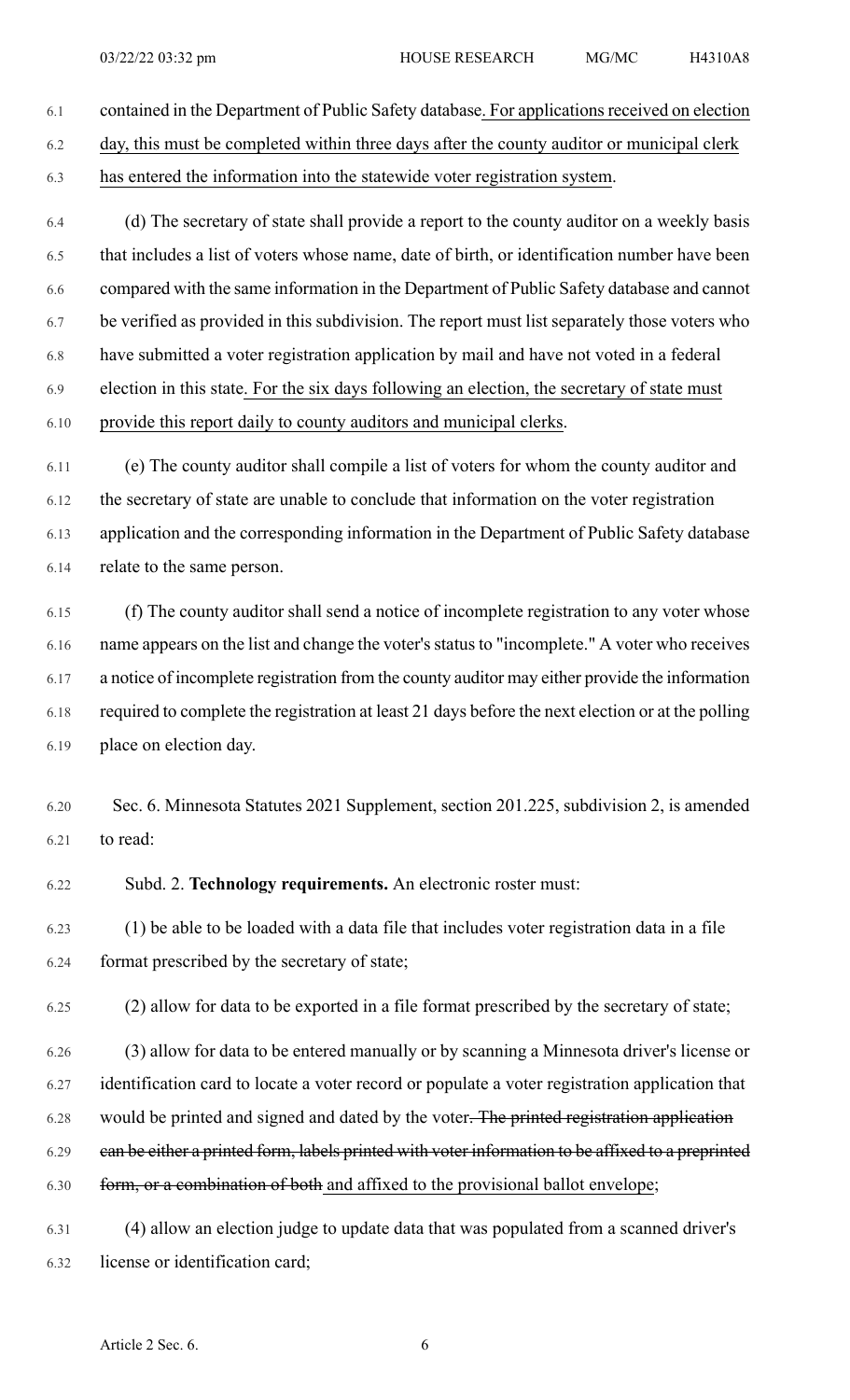contained in the Department of Public Safety database. For applications received on election day, this must be completed within three days after the county auditor or municipal clerk has entered the information into the statewide voter registration system.

(d) The secretary of state shall provide a report to the county auditor on a weekly basis that includes a list of voters whose name, date of birth, or identification number have been compared with the same information in the Department of Public Safety database and cannot be verified as provided in this subdivision. The report must list separately those voters who have submitted a voter registration application by mail and have not voted in a federal election in this state. For the six days following an election, the secretary of state must provide this report daily to county auditors and municipal clerks.

(e) The county auditor shall compile a list of voters for whom the county auditor and the secretary of state are unable to conclude that information on the voter registration application and the corresponding information in the Department of Public Safety database relate to the same person.

(f) The county auditor shall send a notice of incomplete registration to any voter whose name appears on the list and change the voter's status to "incomplete." A voter who receives a notice of incomplete registration from the county auditor may either provide the information required to complete the registration at least 21 days before the next election or at the polling place on election day.

Sec. 6. Minnesota Statutes 2021 Supplement, section 201.225, subdivision 2, is amended to read:

Subd. 2. **Technology requirements.** An electronic roster must:

(1) be able to be loaded with a data file that includes voter registration data in a file format prescribed by the secretary of state;

(2) allow for data to be exported in a file format prescribed by the secretary of state;

(3) allow for data to be entered manually or by scanning a Minnesota driver's license or identification card to locate a voter record or populate a voter registration application that would be printed and signed and dated by the voter~~. The printed registration application can be either a printed form, labels printed with voter information to be affixed to a preprinted form, or a combination of both~~ and affixed to the provisional ballot envelope;

(4) allow an election judge to update data that was populated from a scanned driver's license or identification card;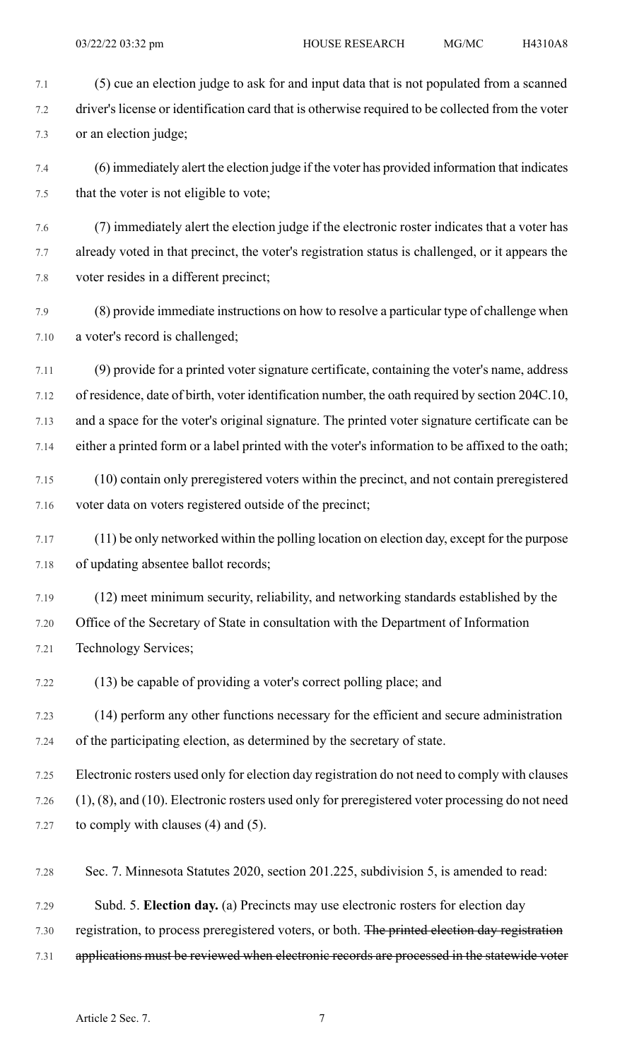(5) cue an election judge to ask for and input data that is not populated from a scanned driver's license or identification card that is otherwise required to be collected from the voter or an election judge;

(6) immediately alert the election judge if the voter has provided information that indicates that the voter is not eligible to vote;

(7) immediately alert the election judge if the electronic roster indicates that a voter has already voted in that precinct, the voter's registration status is challenged, or it appears the voter resides in a different precinct;

(8) provide immediate instructions on how to resolve a particular type of challenge when a voter's record is challenged;

(9) provide for a printed voter signature certificate, containing the voter's name, address of residence, date of birth, voter identification number, the oath required by section 204C.10, and a space for the voter's original signature. The printed voter signature certificate can be either a printed form or a label printed with the voter's information to be affixed to the oath;

(10) contain only preregistered voters within the precinct, and not contain preregistered voter data on voters registered outside of the precinct;

(11) be only networked within the polling location on election day, except for the purpose of updating absentee ballot records;

(12) meet minimum security, reliability, and networking standards established by the Office of the Secretary of State in consultation with the Department of Information Technology Services;

(13) be capable of providing a voter's correct polling place; and

(14) perform any other functions necessary for the efficient and secure administration of the participating election, as determined by the secretary of state.

Electronic rosters used only for election day registration do not need to comply with clauses (1), (8), and (10). Electronic rosters used only for preregistered voter processing do not need to comply with clauses (4) and (5).

Sec. 7. Minnesota Statutes 2020, section 201.225, subdivision 5, is amended to read:

Subd. 5. **Election day.** (a) Precincts may use electronic rosters for election day registration, to process preregistered voters, or both. ~~The printed election day registration applications must be reviewed when electronic records are processed in the statewide voter~~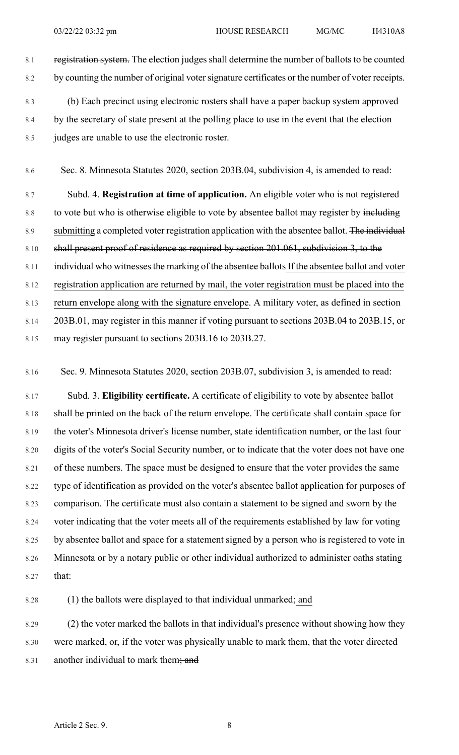~~registration system.~~ The election judges shall determine the number of ballots to be counted by counting the number of original voter signature certificates or the number of voter receipts.

(b) Each precinct using electronic rosters shall have a paper backup system approved by the secretary of state present at the polling place to use in the event that the election judges are unable to use the electronic roster.

Sec. 8. Minnesota Statutes 2020, section 203B.04, subdivision 4, is amended to read:

Subd. 4. **Registration at time of application.** An eligible voter who is not registered to vote but who is otherwise eligible to vote by absentee ballot may register by ~~including~~ submitting a completed voter registration application with the absentee ballot. ~~The individual shall present proof of residence as required by section 201.061, subdivision 3, to the individual who witnesses the marking of the absentee ballots~~ If the absentee ballot and voter registration application are returned by mail, the voter registration must be placed into the return envelope along with the signature envelope. A military voter, as defined in section 203B.01, may register in this manner if voting pursuant to sections 203B.04 to 203B.15, or may register pursuant to sections 203B.16 to 203B.27.

Sec. 9. Minnesota Statutes 2020, section 203B.07, subdivision 3, is amended to read:

Subd. 3. **Eligibility certificate.** A certificate of eligibility to vote by absentee ballot shall be printed on the back of the return envelope. The certificate shall contain space for the voter's Minnesota driver's license number, state identification number, or the last four digits of the voter's Social Security number, or to indicate that the voter does not have one of these numbers. The space must be designed to ensure that the voter provides the same type of identification as provided on the voter's absentee ballot application for purposes of comparison. The certificate must also contain a statement to be signed and sworn by the voter indicating that the voter meets all of the requirements established by law for voting by absentee ballot and space for a statement signed by a person who is registered to vote in Minnesota or by a notary public or other individual authorized to administer oaths stating that:

(1) the ballots were displayed to that individual unmarked; and

(2) the voter marked the ballots in that individual's presence without showing how they were marked, or, if the voter was physically unable to mark them, that the voter directed another individual to mark them~~; and~~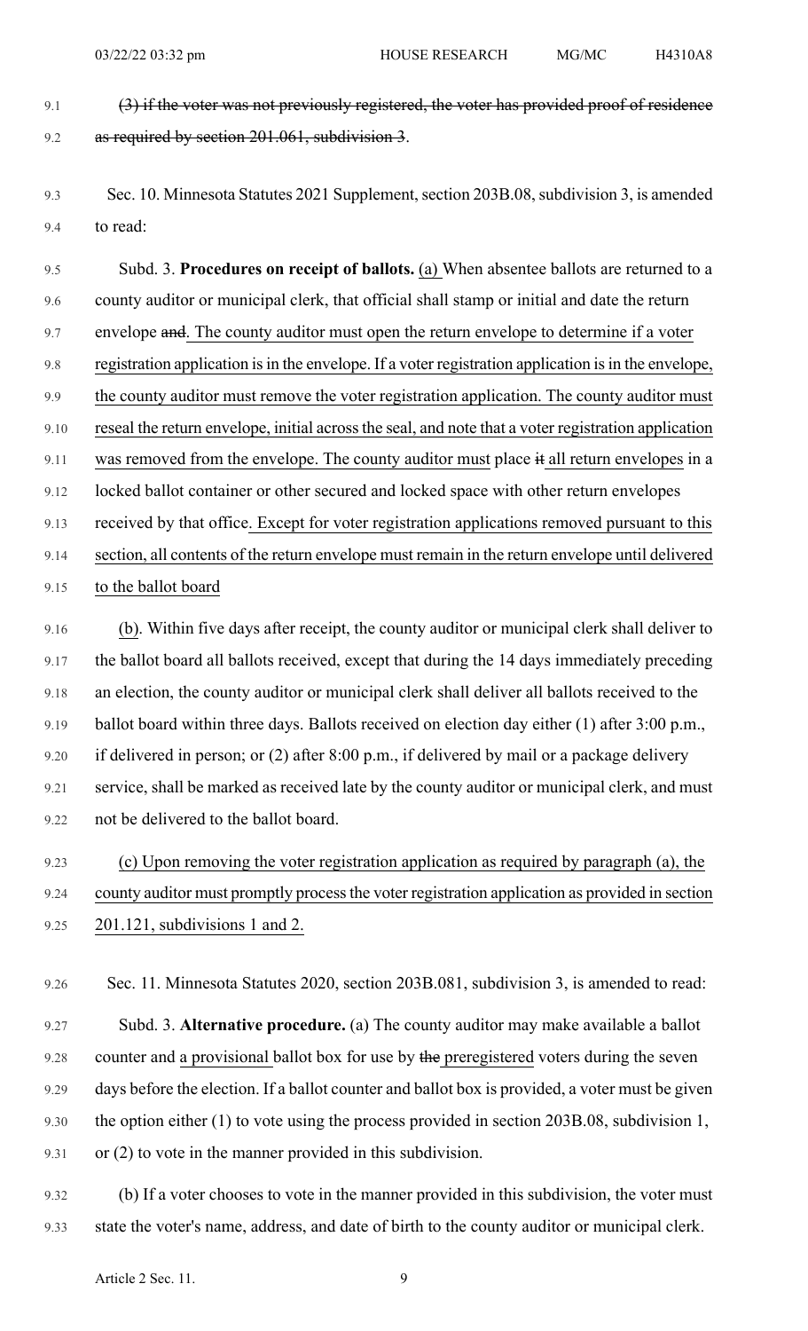~~(3) if the voter was not previously registered, the voter has provided proof of residence as required by section 201.061, subdivision 3~~.

Sec. 10. Minnesota Statutes 2021 Supplement, section 203B.08, subdivision 3, is amended to read:

Subd. 3. **Procedures on receipt of ballots.** <u>(a)</u> When absentee ballots are returned to a county auditor or municipal clerk, that official shall stamp or initial and date the return envelope ~~and~~<u>. The county auditor must open the return envelope to determine if a voter registration application is in the envelope. If a voter registration application is in the envelope, the county auditor must remove the voter registration application. The county auditor must reseal the return envelope, initial across the seal, and note that a voter registration application was removed from the envelope. The county auditor must</u> place ~~it~~ <u>all return envelopes</u> in a locked ballot container or other secured and locked space with other return envelopes received by that office<u>. Except for voter registration applications removed pursuant to this section, all contents of the return envelope must remain in the return envelope until delivered to the ballot board</u>

<u>(b)</u>. Within five days after receipt, the county auditor or municipal clerk shall deliver to the ballot board all ballots received, except that during the 14 days immediately preceding an election, the county auditor or municipal clerk shall deliver all ballots received to the ballot board within three days. Ballots received on election day either (1) after 3:00 p.m., if delivered in person; or (2) after 8:00 p.m., if delivered by mail or a package delivery service, shall be marked as received late by the county auditor or municipal clerk, and must not be delivered to the ballot board.

<u>(c) Upon removing the voter registration application as required by paragraph (a), the county auditor must promptly process the voter registration application as provided in section 201.121, subdivisions 1 and 2.</u>

Sec. 11. Minnesota Statutes 2020, section 203B.081, subdivision 3, is amended to read:

Subd. 3. **Alternative procedure.** (a) The county auditor may make available a ballot counter and <u>a provisional</u> ballot box for use by ~~the~~ <u>preregistered</u> voters during the seven days before the election. If a ballot counter and ballot box is provided, a voter must be given the option either (1) to vote using the process provided in section 203B.08, subdivision 1, or (2) to vote in the manner provided in this subdivision.

(b) If a voter chooses to vote in the manner provided in this subdivision, the voter must state the voter's name, address, and date of birth to the county auditor or municipal clerk.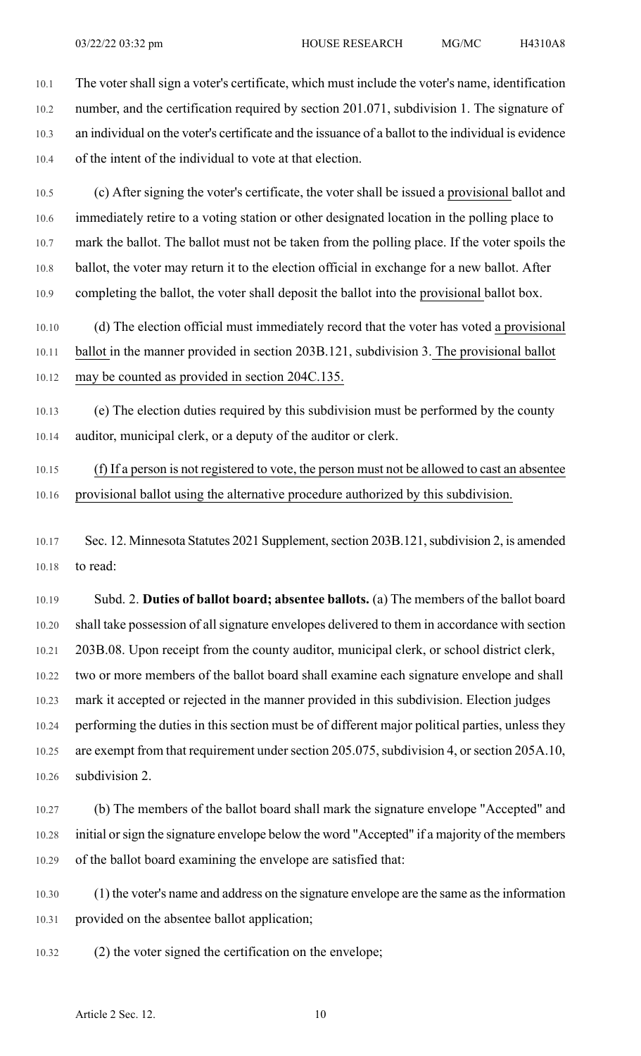The voter shall sign a voter's certificate, which must include the voter's name, identification number, and the certification required by section 201.071, subdivision 1. The signature of an individual on the voter's certificate and the issuance of a ballot to the individual is evidence of the intent of the individual to vote at that election.

(c) After signing the voter's certificate, the voter shall be issued a provisional ballot and immediately retire to a voting station or other designated location in the polling place to mark the ballot. The ballot must not be taken from the polling place. If the voter spoils the ballot, the voter may return it to the election official in exchange for a new ballot. After completing the ballot, the voter shall deposit the ballot into the provisional ballot box.

(d) The election official must immediately record that the voter has voted a provisional ballot in the manner provided in section 203B.121, subdivision 3. The provisional ballot may be counted as provided in section 204C.135.

(e) The election duties required by this subdivision must be performed by the county auditor, municipal clerk, or a deputy of the auditor or clerk.

(f) If a person is not registered to vote, the person must not be allowed to cast an absentee provisional ballot using the alternative procedure authorized by this subdivision.

Sec. 12. Minnesota Statutes 2021 Supplement, section 203B.121, subdivision 2, is amended to read:

Subd. 2. **Duties of ballot board; absentee ballots.** (a) The members of the ballot board shall take possession of all signature envelopes delivered to them in accordance with section 203B.08. Upon receipt from the county auditor, municipal clerk, or school district clerk, two or more members of the ballot board shall examine each signature envelope and shall mark it accepted or rejected in the manner provided in this subdivision. Election judges performing the duties in this section must be of different major political parties, unless they are exempt from that requirement under section 205.075, subdivision 4, or section 205A.10, subdivision 2.

(b) The members of the ballot board shall mark the signature envelope "Accepted" and initial or sign the signature envelope below the word "Accepted" if a majority of the members of the ballot board examining the envelope are satisfied that:

(1) the voter's name and address on the signature envelope are the same as the information provided on the absentee ballot application;

(2) the voter signed the certification on the envelope;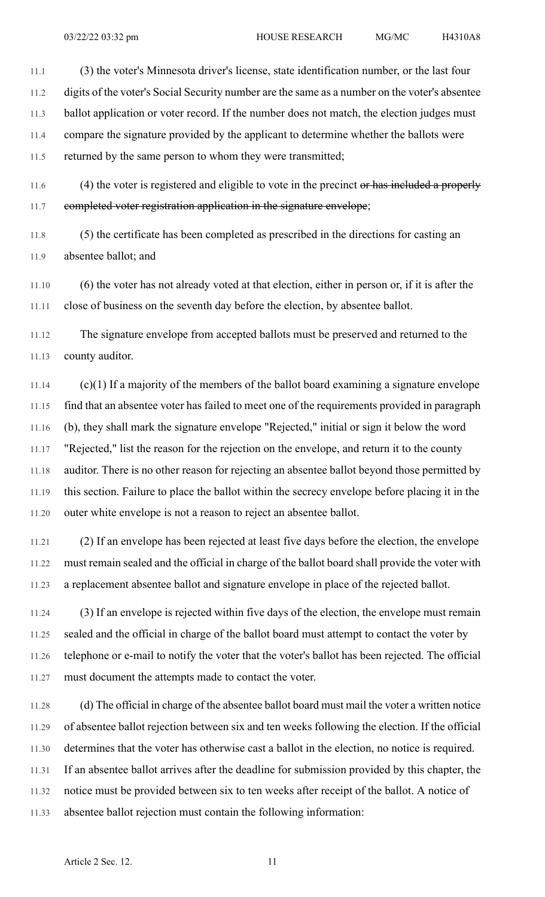(3) the voter's Minnesota driver's license, state identification number, or the last four digits of the voter's Social Security number are the same as a number on the voter's absentee ballot application or voter record. If the number does not match, the election judges must compare the signature provided by the applicant to determine whether the ballots were returned by the same person to whom they were transmitted;

(4) the voter is registered and eligible to vote in the precinct ~~or has included a properly completed voter registration application in the signature envelope~~;

(5) the certificate has been completed as prescribed in the directions for casting an absentee ballot; and

(6) the voter has not already voted at that election, either in person or, if it is after the close of business on the seventh day before the election, by absentee ballot.

The signature envelope from accepted ballots must be preserved and returned to the county auditor.

(c)(1) If a majority of the members of the ballot board examining a signature envelope find that an absentee voter has failed to meet one of the requirements provided in paragraph (b), they shall mark the signature envelope "Rejected," initial or sign it below the word "Rejected," list the reason for the rejection on the envelope, and return it to the county auditor. There is no other reason for rejecting an absentee ballot beyond those permitted by this section. Failure to place the ballot within the secrecy envelope before placing it in the outer white envelope is not a reason to reject an absentee ballot.

(2) If an envelope has been rejected at least five days before the election, the envelope must remain sealed and the official in charge of the ballot board shall provide the voter with a replacement absentee ballot and signature envelope in place of the rejected ballot.

(3) If an envelope is rejected within five days of the election, the envelope must remain sealed and the official in charge of the ballot board must attempt to contact the voter by telephone or e-mail to notify the voter that the voter's ballot has been rejected. The official must document the attempts made to contact the voter.

(d) The official in charge of the absentee ballot board must mail the voter a written notice of absentee ballot rejection between six and ten weeks following the election. If the official determines that the voter has otherwise cast a ballot in the election, no notice is required. If an absentee ballot arrives after the deadline for submission provided by this chapter, the notice must be provided between six to ten weeks after receipt of the ballot. A notice of absentee ballot rejection must contain the following information: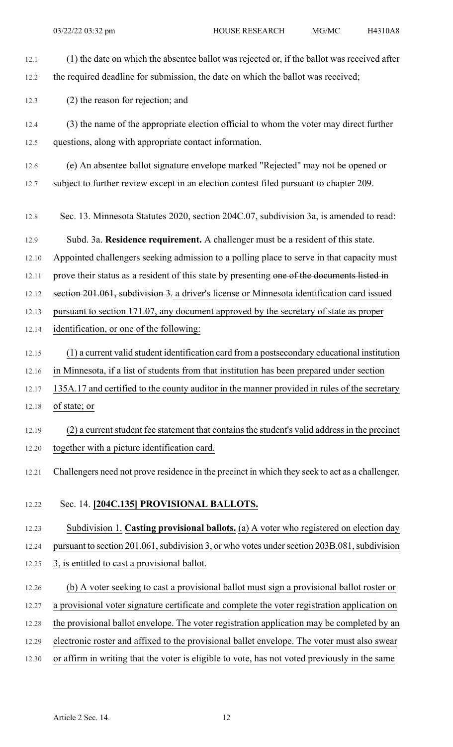(1) the date on which the absentee ballot was rejected or, if the ballot was received after the required deadline for submission, the date on which the ballot was received;

(2) the reason for rejection; and

(3) the name of the appropriate election official to whom the voter may direct further questions, along with appropriate contact information.

(e) An absentee ballot signature envelope marked "Rejected" may not be opened or subject to further review except in an election contest filed pursuant to chapter 209.

Sec. 13. Minnesota Statutes 2020, section 204C.07, subdivision 3a, is amended to read:

Subd. 3a. **Residence requirement.** A challenger must be a resident of this state. Appointed challengers seeking admission to a polling place to serve in that capacity must prove their status as a resident of this state by presenting ~~one of the documents listed in section 201.061, subdivision 3.~~ a driver's license or Minnesota identification card issued pursuant to section 171.07, any document approved by the secretary of state as proper identification, or one of the following:

(1) a current valid student identification card from a postsecondary educational institution in Minnesota, if a list of students from that institution has been prepared under section 135A.17 and certified to the county auditor in the manner provided in rules of the secretary of state; or

(2) a current student fee statement that contains the student's valid address in the precinct together with a picture identification card.

Challengers need not prove residence in the precinct in which they seek to act as a challenger.

Sec. 14. **[204C.135] PROVISIONAL BALLOTS.**

Subdivision 1. **Casting provisional ballots.** (a) A voter who registered on election day pursuant to section 201.061, subdivision 3, or who votes under section 203B.081, subdivision 3, is entitled to cast a provisional ballot.

(b) A voter seeking to cast a provisional ballot must sign a provisional ballot roster or a provisional voter signature certificate and complete the voter registration application on the provisional ballot envelope. The voter registration application may be completed by an electronic roster and affixed to the provisional ballet envelope. The voter must also swear or affirm in writing that the voter is eligible to vote, has not voted previously in the same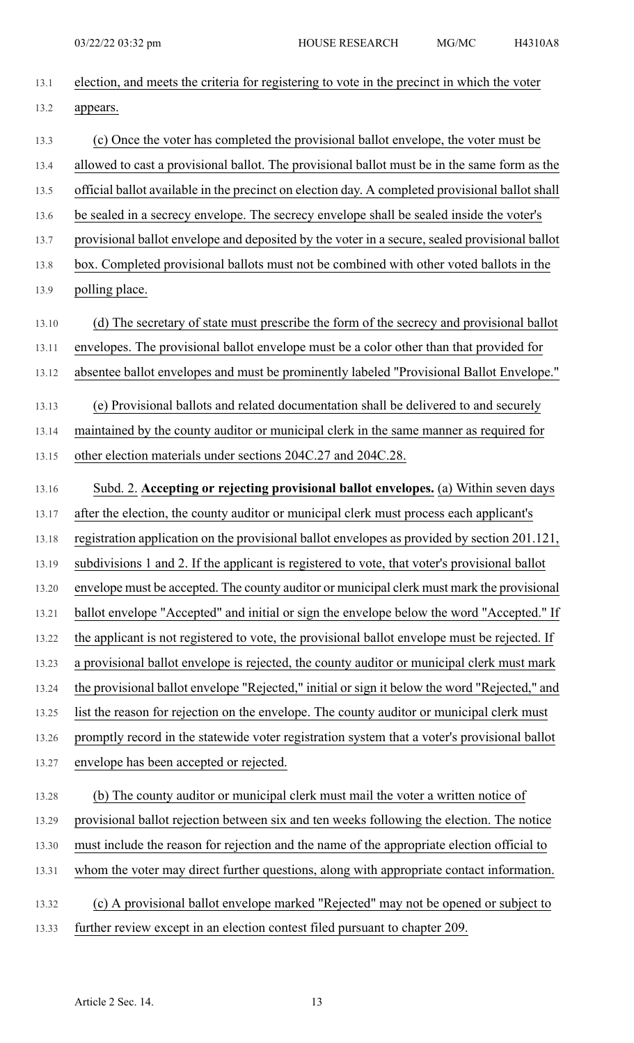election, and meets the criteria for registering to vote in the precinct in which the voter appears.

(c) Once the voter has completed the provisional ballot envelope, the voter must be allowed to cast a provisional ballot. The provisional ballot must be in the same form as the official ballot available in the precinct on election day. A completed provisional ballot shall be sealed in a secrecy envelope. The secrecy envelope shall be sealed inside the voter's provisional ballot envelope and deposited by the voter in a secure, sealed provisional ballot box. Completed provisional ballots must not be combined with other voted ballots in the polling place.

(d) The secretary of state must prescribe the form of the secrecy and provisional ballot envelopes. The provisional ballot envelope must be a color other than that provided for absentee ballot envelopes and must be prominently labeled "Provisional Ballot Envelope."

(e) Provisional ballots and related documentation shall be delivered to and securely maintained by the county auditor or municipal clerk in the same manner as required for other election materials under sections 204C.27 and 204C.28.

Subd. 2. **Accepting or rejecting provisional ballot envelopes.** (a) Within seven days after the election, the county auditor or municipal clerk must process each applicant's registration application on the provisional ballot envelopes as provided by section 201.121, subdivisions 1 and 2. If the applicant is registered to vote, that voter's provisional ballot envelope must be accepted. The county auditor or municipal clerk must mark the provisional ballot envelope "Accepted" and initial or sign the envelope below the word "Accepted." If the applicant is not registered to vote, the provisional ballot envelope must be rejected. If a provisional ballot envelope is rejected, the county auditor or municipal clerk must mark the provisional ballot envelope "Rejected," initial or sign it below the word "Rejected," and list the reason for rejection on the envelope. The county auditor or municipal clerk must promptly record in the statewide voter registration system that a voter's provisional ballot envelope has been accepted or rejected.

(b) The county auditor or municipal clerk must mail the voter a written notice of provisional ballot rejection between six and ten weeks following the election. The notice must include the reason for rejection and the name of the appropriate election official to whom the voter may direct further questions, along with appropriate contact information.

(c) A provisional ballot envelope marked "Rejected" may not be opened or subject to further review except in an election contest filed pursuant to chapter 209.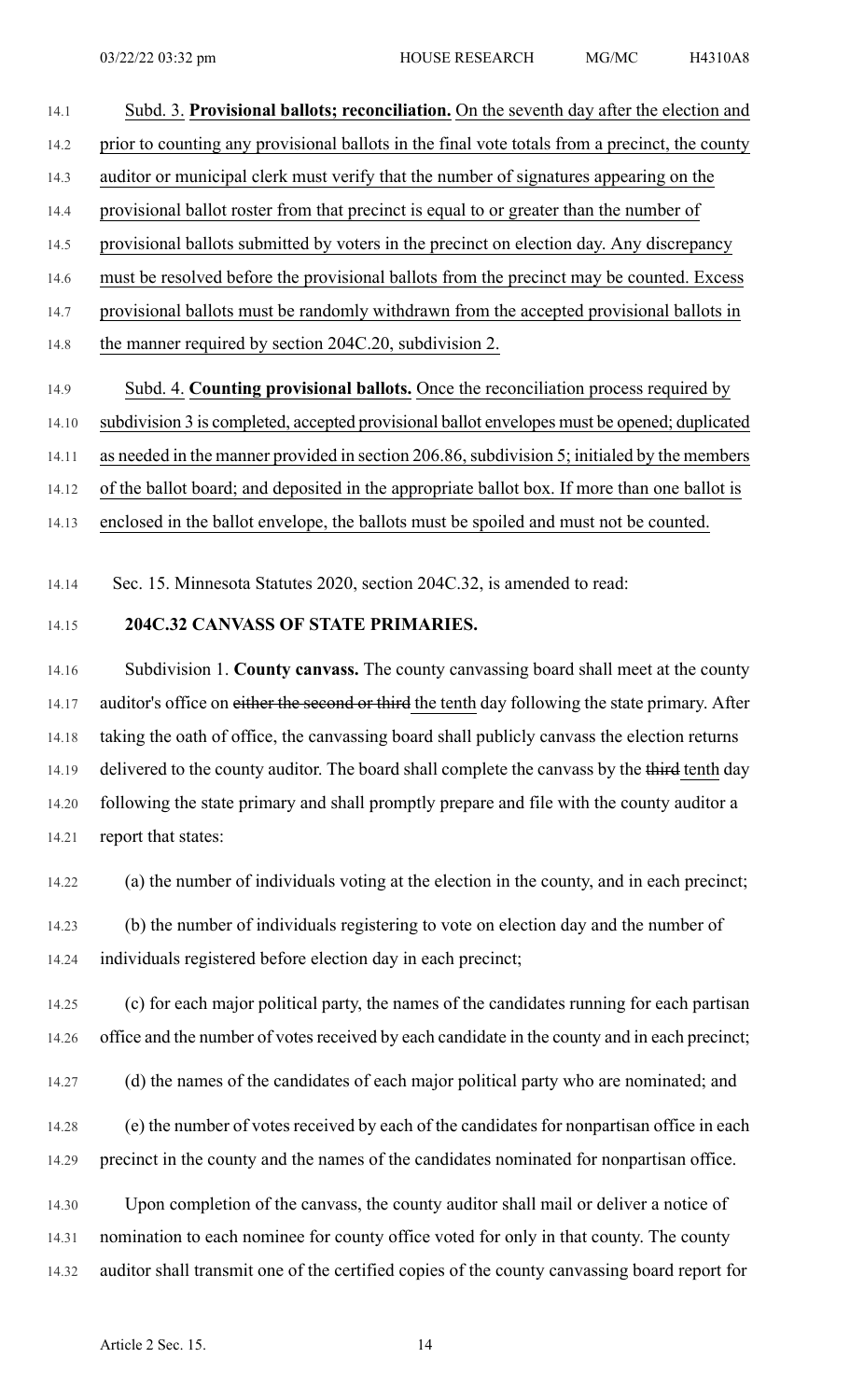Subd. 3. **Provisional ballots; reconciliation.** On the seventh day after the election and prior to counting any provisional ballots in the final vote totals from a precinct, the county auditor or municipal clerk must verify that the number of signatures appearing on the provisional ballot roster from that precinct is equal to or greater than the number of provisional ballots submitted by voters in the precinct on election day. Any discrepancy must be resolved before the provisional ballots from the precinct may be counted. Excess provisional ballots must be randomly withdrawn from the accepted provisional ballots in the manner required by section 204C.20, subdivision 2.

Subd. 4. **Counting provisional ballots.** Once the reconciliation process required by subdivision 3 is completed, accepted provisional ballot envelopes must be opened; duplicated as needed in the manner provided in section 206.86, subdivision 5; initialed by the members of the ballot board; and deposited in the appropriate ballot box. If more than one ballot is enclosed in the ballot envelope, the ballots must be spoiled and must not be counted.

Sec. 15. Minnesota Statutes 2020, section 204C.32, is amended to read:

**204C.32 CANVASS OF STATE PRIMARIES.**

Subdivision 1. **County canvass.** The county canvassing board shall meet at the county auditor's office on ~~either the second or third~~ the tenth day following the state primary. After taking the oath of office, the canvassing board shall publicly canvass the election returns delivered to the county auditor. The board shall complete the canvass by the ~~third~~ tenth day following the state primary and shall promptly prepare and file with the county auditor a report that states:

(a) the number of individuals voting at the election in the county, and in each precinct;

(b) the number of individuals registering to vote on election day and the number of individuals registered before election day in each precinct;

(c) for each major political party, the names of the candidates running for each partisan office and the number of votes received by each candidate in the county and in each precinct;

(d) the names of the candidates of each major political party who are nominated; and

(e) the number of votes received by each of the candidates for nonpartisan office in each precinct in the county and the names of the candidates nominated for nonpartisan office.

Upon completion of the canvass, the county auditor shall mail or deliver a notice of nomination to each nominee for county office voted for only in that county. The county auditor shall transmit one of the certified copies of the county canvassing board report for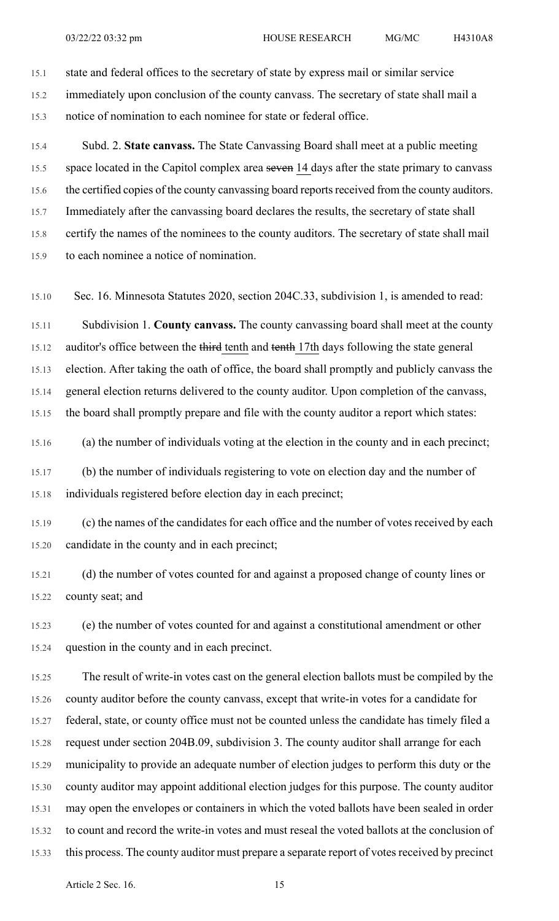state and federal offices to the secretary of state by express mail or similar service immediately upon conclusion of the county canvass. The secretary of state shall mail a notice of nomination to each nominee for state or federal office.

Subd. 2. **State canvass.** The State Canvassing Board shall meet at a public meeting space located in the Capitol complex area ~~seven~~ <u>14</u> days after the state primary to canvass the certified copies of the county canvassing board reports received from the county auditors. Immediately after the canvassing board declares the results, the secretary of state shall certify the names of the nominees to the county auditors. The secretary of state shall mail to each nominee a notice of nomination.

Sec. 16. Minnesota Statutes 2020, section 204C.33, subdivision 1, is amended to read:

Subdivision 1. **County canvass.** The county canvassing board shall meet at the county auditor's office between the ~~third~~ <u>tenth</u> and ~~tenth~~ <u>17th</u> days following the state general election. After taking the oath of office, the board shall promptly and publicly canvass the general election returns delivered to the county auditor. Upon completion of the canvass, the board shall promptly prepare and file with the county auditor a report which states:

(a) the number of individuals voting at the election in the county and in each precinct;

(b) the number of individuals registering to vote on election day and the number of individuals registered before election day in each precinct;

(c) the names of the candidates for each office and the number of votes received by each candidate in the county and in each precinct;

(d) the number of votes counted for and against a proposed change of county lines or county seat; and

(e) the number of votes counted for and against a constitutional amendment or other question in the county and in each precinct.

The result of write-in votes cast on the general election ballots must be compiled by the county auditor before the county canvass, except that write-in votes for a candidate for federal, state, or county office must not be counted unless the candidate has timely filed a request under section 204B.09, subdivision 3. The county auditor shall arrange for each municipality to provide an adequate number of election judges to perform this duty or the county auditor may appoint additional election judges for this purpose. The county auditor may open the envelopes or containers in which the voted ballots have been sealed in order to count and record the write-in votes and must reseal the voted ballots at the conclusion of this process. The county auditor must prepare a separate report of votes received by precinct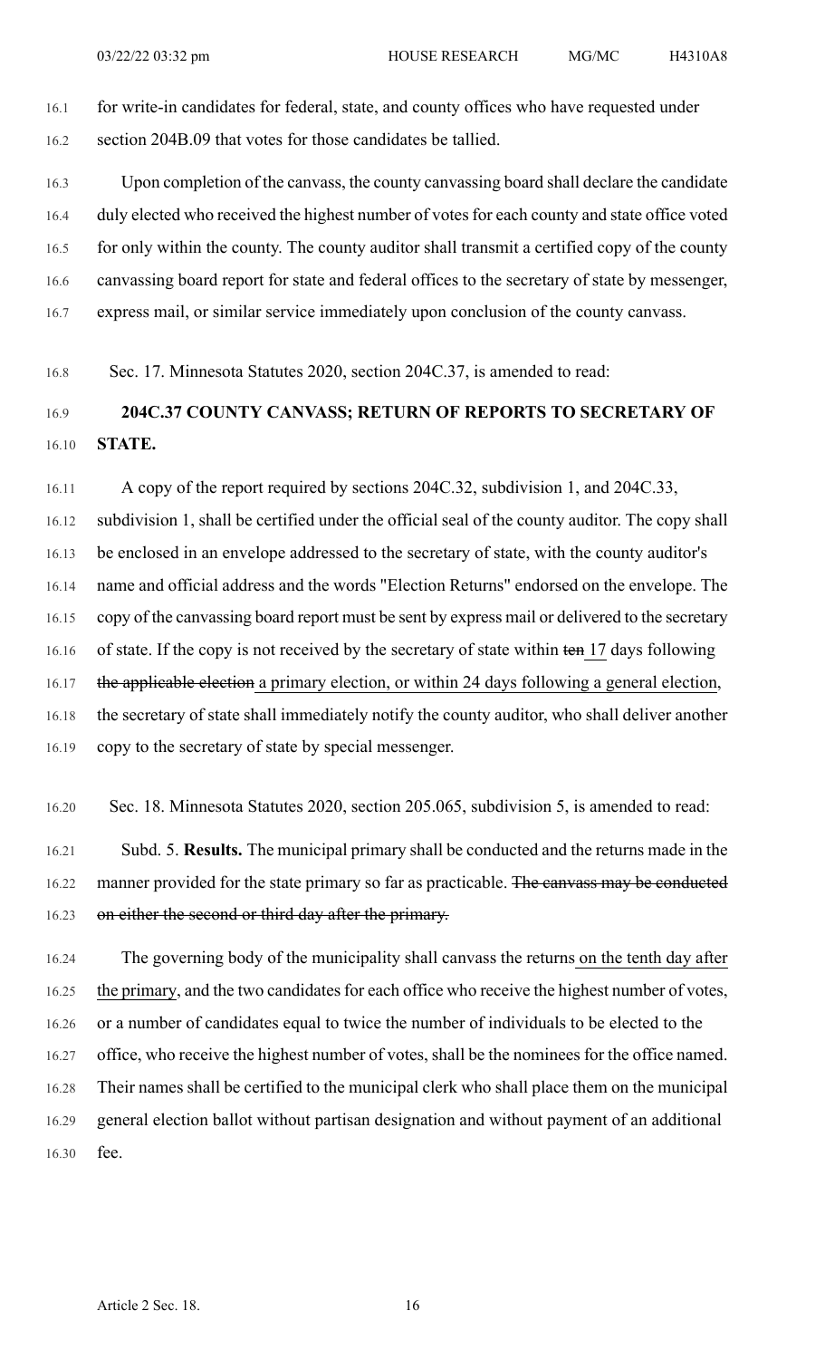for write-in candidates for federal, state, and county offices who have requested under section 204B.09 that votes for those candidates be tallied.

Upon completion of the canvass, the county canvassing board shall declare the candidate duly elected who received the highest number of votes for each county and state office voted for only within the county. The county auditor shall transmit a certified copy of the county canvassing board report for state and federal offices to the secretary of state by messenger, express mail, or similar service immediately upon conclusion of the county canvass.

Sec. 17. Minnesota Statutes 2020, section 204C.37, is amended to read:

**204C.37 COUNTY CANVASS; RETURN OF REPORTS TO SECRETARY OF STATE.**

A copy of the report required by sections 204C.32, subdivision 1, and 204C.33, subdivision 1, shall be certified under the official seal of the county auditor. The copy shall be enclosed in an envelope addressed to the secretary of state, with the county auditor's name and official address and the words "Election Returns" endorsed on the envelope. The copy of the canvassing board report must be sent by express mail or delivered to the secretary of state. If the copy is not received by the secretary of state within ~~ten~~ 17 days following ~~the applicable election~~ a primary election, or within 24 days following a general election, the secretary of state shall immediately notify the county auditor, who shall deliver another copy to the secretary of state by special messenger.

Sec. 18. Minnesota Statutes 2020, section 205.065, subdivision 5, is amended to read:

Subd. 5. **Results.** The municipal primary shall be conducted and the returns made in the manner provided for the state primary so far as practicable. ~~The canvass may be conducted on either the second or third day after the primary.~~

The governing body of the municipality shall canvass the returns on the tenth day after the primary, and the two candidates for each office who receive the highest number of votes, or a number of candidates equal to twice the number of individuals to be elected to the office, who receive the highest number of votes, shall be the nominees for the office named. Their names shall be certified to the municipal clerk who shall place them on the municipal general election ballot without partisan designation and without payment of an additional fee.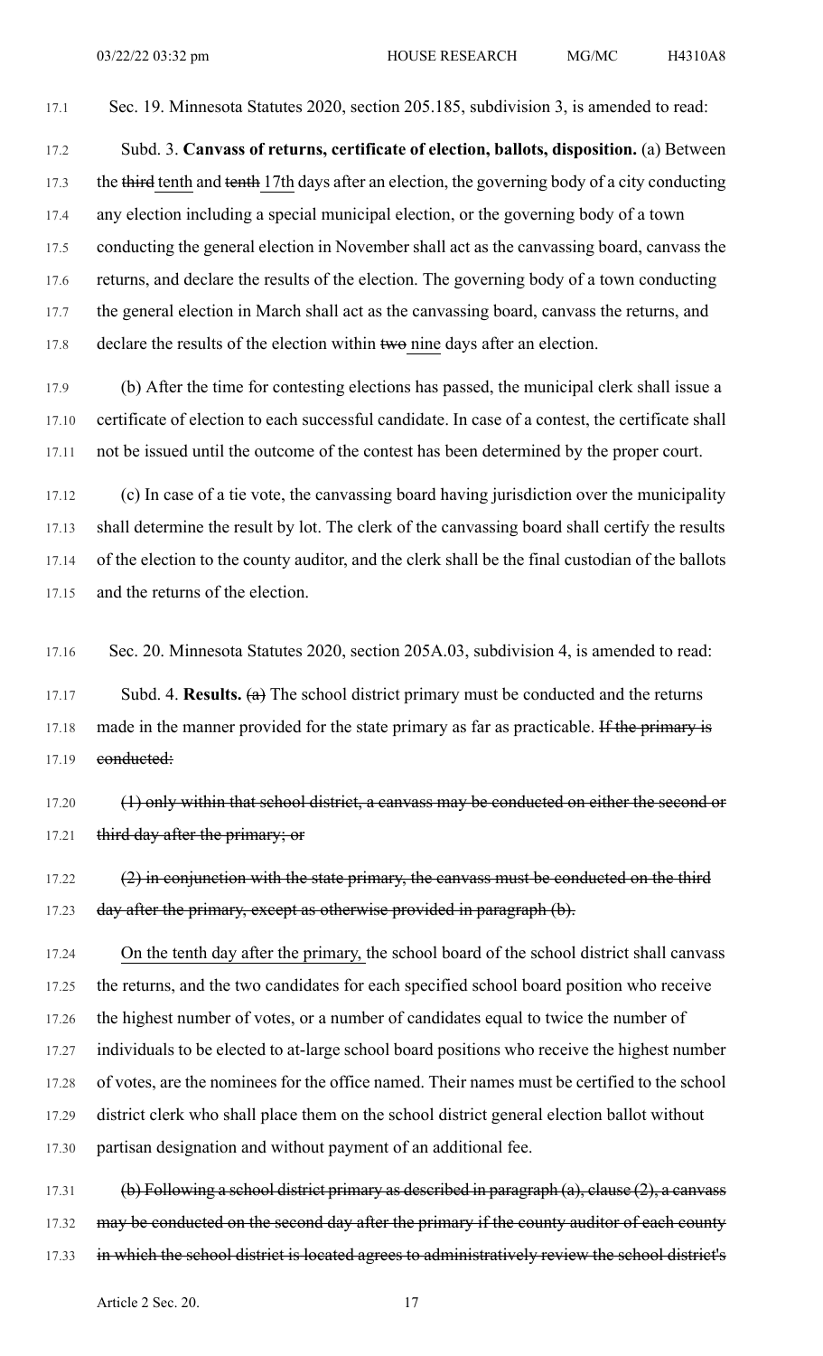Sec. 19. Minnesota Statutes 2020, section 205.185, subdivision 3, is amended to read:

Subd. 3. **Canvass of returns, certificate of election, ballots, disposition.** (a) Between the ~~third~~ tenth and ~~tenth~~ 17th days after an election, the governing body of a city conducting any election including a special municipal election, or the governing body of a town conducting the general election in November shall act as the canvassing board, canvass the returns, and declare the results of the election. The governing body of a town conducting the general election in March shall act as the canvassing board, canvass the returns, and declare the results of the election within ~~two~~ nine days after an election.

(b) After the time for contesting elections has passed, the municipal clerk shall issue a certificate of election to each successful candidate. In case of a contest, the certificate shall not be issued until the outcome of the contest has been determined by the proper court.

(c) In case of a tie vote, the canvassing board having jurisdiction over the municipality shall determine the result by lot. The clerk of the canvassing board shall certify the results of the election to the county auditor, and the clerk shall be the final custodian of the ballots and the returns of the election.

Sec. 20. Minnesota Statutes 2020, section 205A.03, subdivision 4, is amended to read:

Subd. 4. **Results.** ~~(a)~~ The school district primary must be conducted and the returns made in the manner provided for the state primary as far as practicable. ~~If the primary is conducted:~~

~~(1) only within that school district, a canvass may be conducted on either the second or third day after the primary; or~~

~~(2) in conjunction with the state primary, the canvass must be conducted on the third day after the primary, except as otherwise provided in paragraph (b).~~

On the tenth day after the primary, the school board of the school district shall canvass the returns, and the two candidates for each specified school board position who receive the highest number of votes, or a number of candidates equal to twice the number of individuals to be elected to at-large school board positions who receive the highest number of votes, are the nominees for the office named. Their names must be certified to the school district clerk who shall place them on the school district general election ballot without partisan designation and without payment of an additional fee.

~~(b) Following a school district primary as described in paragraph (a), clause (2), a canvass may be conducted on the second day after the primary if the county auditor of each county in which the school district is located agrees to administratively review the school district's~~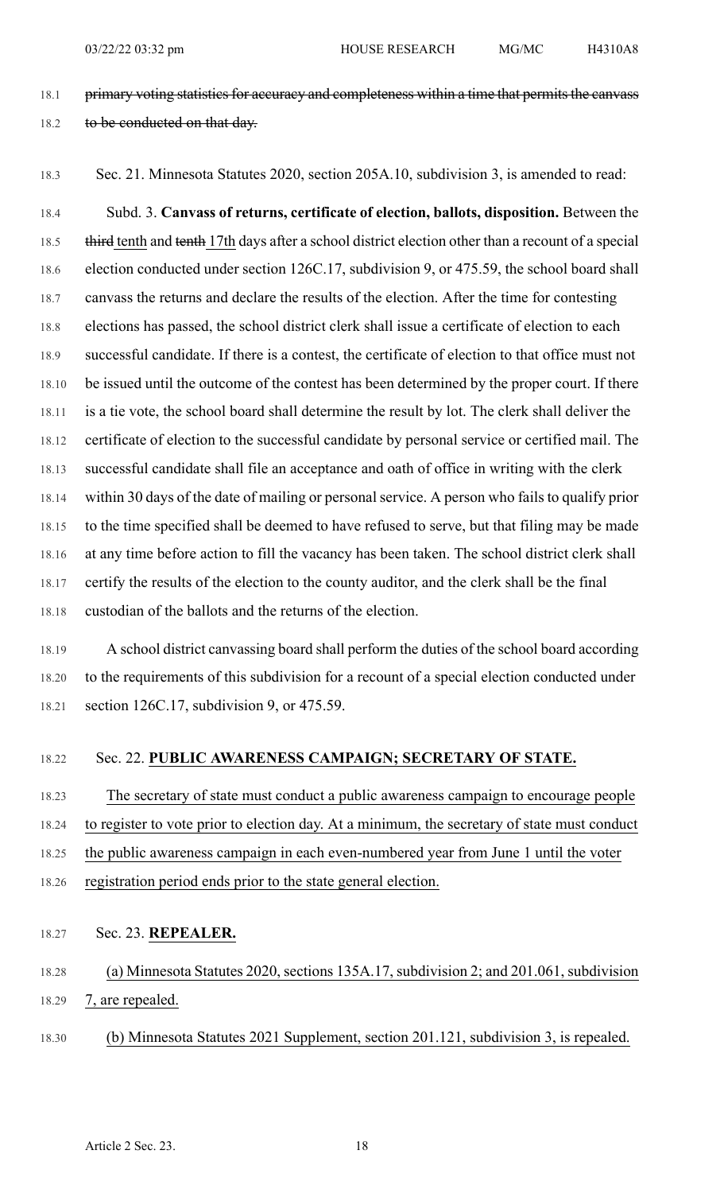~~primary voting statistics for accuracy and completeness within a time that permits the canvass to be conducted on that day.~~

Sec. 21. Minnesota Statutes 2020, section 205A.10, subdivision 3, is amended to read:

Subd. 3. **Canvass of returns, certificate of election, ballots, disposition.** Between the ~~third~~ tenth and ~~tenth~~ 17th days after a school district election other than a recount of a special election conducted under section 126C.17, subdivision 9, or 475.59, the school board shall canvass the returns and declare the results of the election. After the time for contesting elections has passed, the school district clerk shall issue a certificate of election to each successful candidate. If there is a contest, the certificate of election to that office must not be issued until the outcome of the contest has been determined by the proper court. If there is a tie vote, the school board shall determine the result by lot. The clerk shall deliver the certificate of election to the successful candidate by personal service or certified mail. The successful candidate shall file an acceptance and oath of office in writing with the clerk within 30 days of the date of mailing or personal service. A person who fails to qualify prior to the time specified shall be deemed to have refused to serve, but that filing may be made at any time before action to fill the vacancy has been taken. The school district clerk shall certify the results of the election to the county auditor, and the clerk shall be the final custodian of the ballots and the returns of the election.

A school district canvassing board shall perform the duties of the school board according to the requirements of this subdivision for a recount of a special election conducted under section 126C.17, subdivision 9, or 475.59.

Sec. 22. **PUBLIC AWARENESS CAMPAIGN; SECRETARY OF STATE.**

The secretary of state must conduct a public awareness campaign to encourage people to register to vote prior to election day. At a minimum, the secretary of state must conduct the public awareness campaign in each even-numbered year from June 1 until the voter registration period ends prior to the state general election.

Sec. 23. **REPEALER.**

(a) Minnesota Statutes 2020, sections 135A.17, subdivision 2; and 201.061, subdivision 7, are repealed.

(b) Minnesota Statutes 2021 Supplement, section 201.121, subdivision 3, is repealed.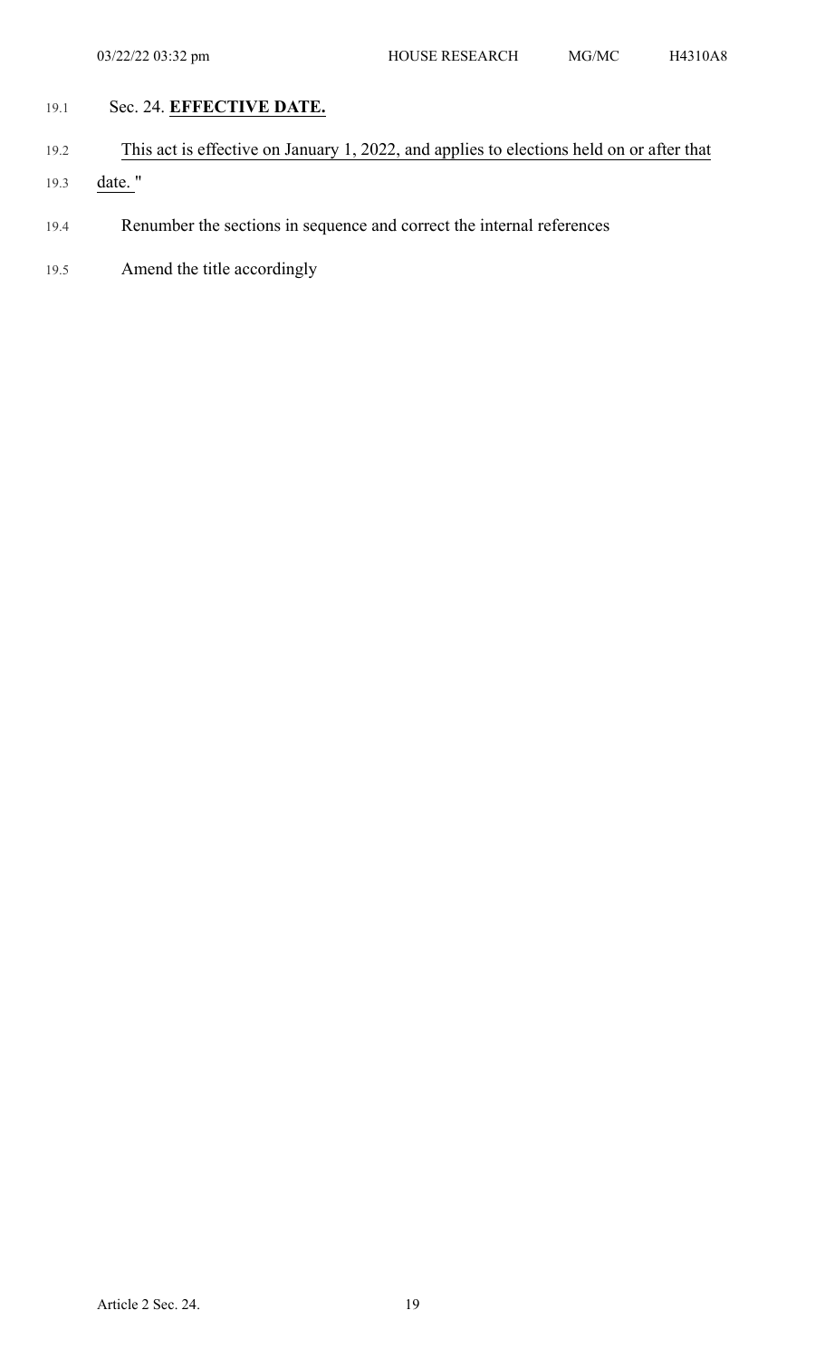Sec. 24. **EFFECTIVE DATE.**

This act is effective on January 1, 2022, and applies to elections held on or after that date. "

Renumber the sections in sequence and correct the internal references

Amend the title accordingly